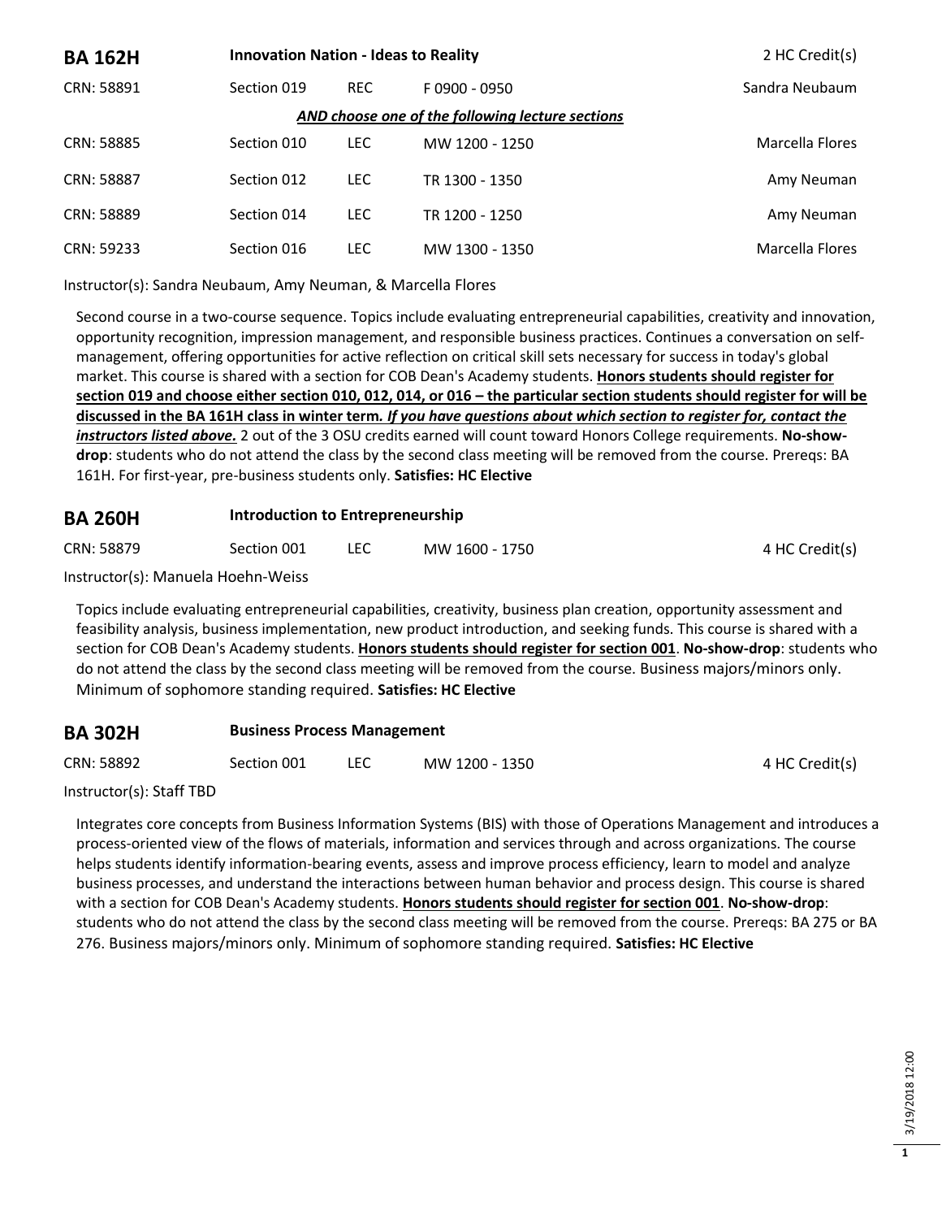## BA 162H — Innovation Nation - Ideas to Reality — 2 HC Credit(s)

| CRN | Section | Type | Time | Instructor |
|---|---|---|---|---|
| CRN: 58891 | Section 019 | REC | F 0900 - 0950 | Sandra Neubaum |
| | | | ***AND choose one of the following lecture sections*** | |
| CRN: 58885 | Section 010 | LEC | MW 1200 - 1250 | Marcella Flores |
| CRN: 58887 | Section 012 | LEC | TR 1300 - 1350 | Amy Neuman |
| CRN: 58889 | Section 014 | LEC | TR 1200 - 1250 | Amy Neuman |
| CRN: 59233 | Section 016 | LEC | MW 1300 - 1350 | Marcella Flores |

Instructor(s): Sandra Neubaum, Amy Neuman, & Marcella Flores

Second course in a two-course sequence. Topics include evaluating entrepreneurial capabilities, creativity and innovation, opportunity recognition, impression management, and responsible business practices. Continues a conversation on self-management, offering opportunities for active reflection on critical skill sets necessary for success in today's global market. This course is shared with a section for COB Dean's Academy students. **Honors students should register for section 019 and choose either section 010, 012, 014, or 016 – the particular section students should register for will be discussed in the BA 161H class in winter term*. If you have questions about which section to register for, contact the instructors listed above.*** 2 out of the 3 OSU credits earned will count toward Honors College requirements. **No-show-drop**: students who do not attend the class by the second class meeting will be removed from the course. Prereqs: BA 161H. For first-year, pre-business students only. **Satisfies: HC Elective**

## BA 260H — Introduction to Entrepreneurship

| CRN | Section | Type | Time | Credits |
|---|---|---|---|---|
| CRN: 58879 | Section 001 | LEC | MW 1600 - 1750 | 4 HC Credit(s) |

Instructor(s): Manuela Hoehn-Weiss

Topics include evaluating entrepreneurial capabilities, creativity, business plan creation, opportunity assessment and feasibility analysis, business implementation, new product introduction, and seeking funds. This course is shared with a section for COB Dean's Academy students. **Honors students should register for section 001**. **No-show-drop**: students who do not attend the class by the second class meeting will be removed from the course. Business majors/minors only. Minimum of sophomore standing required. **Satisfies: HC Elective**

## BA 302H — Business Process Management

| CRN | Section | Type | Time | Credits |
|---|---|---|---|---|
| CRN: 58892 | Section 001 | LEC | MW 1200 - 1350 | 4 HC Credit(s) |

Instructor(s): Staff TBD

Integrates core concepts from Business Information Systems (BIS) with those of Operations Management and introduces a process-oriented view of the flows of materials, information and services through and across organizations. The course helps students identify information-bearing events, assess and improve process efficiency, learn to model and analyze business processes, and understand the interactions between human behavior and process design. This course is shared with a section for COB Dean's Academy students. **Honors students should register for section 001**. **No-show-drop**: students who do not attend the class by the second class meeting will be removed from the course. Prereqs: BA 275 or BA 276. Business majors/minors only. Minimum of sophomore standing required. **Satisfies: HC Elective**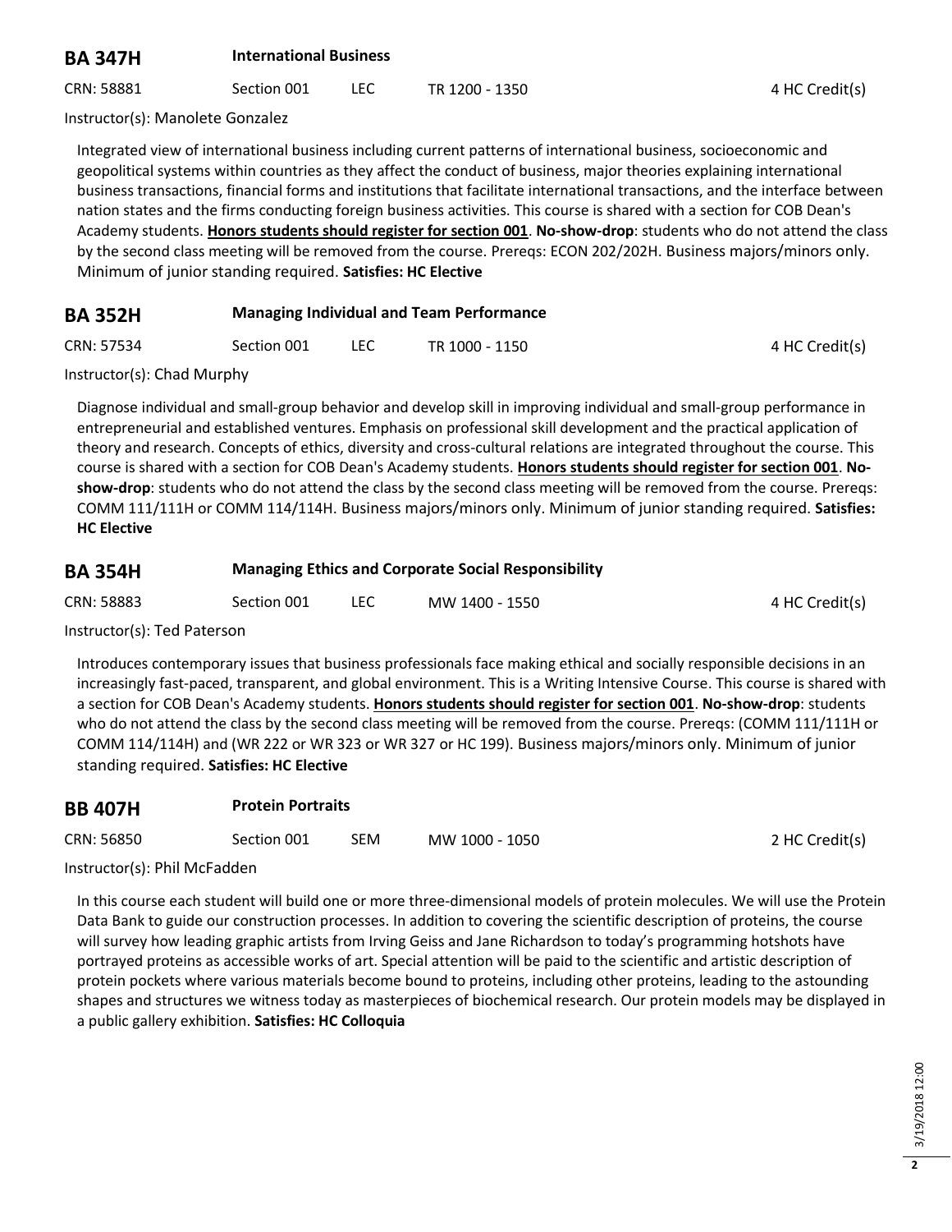## BA 347H International Business

CRN: 58881 Section 001 LEC TR 1200 - 1350 4 HC Credit(s)

Instructor(s): Manolete Gonzalez

Integrated view of international business including current patterns of international business, socioeconomic and geopolitical systems within countries as they affect the conduct of business, major theories explaining international business transactions, financial forms and institutions that facilitate international transactions, and the interface between nation states and the firms conducting foreign business activities. This course is shared with a section for COB Dean's Academy students. **Honors students should register for section 001**. **No-show-drop**: students who do not attend the class by the second class meeting will be removed from the course. Prereqs: ECON 202/202H. Business majors/minors only. Minimum of junior standing required. **Satisfies: HC Elective**

## BA 352H Managing Individual and Team Performance

CRN: 57534 Section 001 LEC TR 1000 - 1150 4 HC Credit(s)

Instructor(s): Chad Murphy

Diagnose individual and small-group behavior and develop skill in improving individual and small-group performance in entrepreneurial and established ventures. Emphasis on professional skill development and the practical application of theory and research. Concepts of ethics, diversity and cross-cultural relations are integrated throughout the course. This course is shared with a section for COB Dean's Academy students. **Honors students should register for section 001**. **No-show-drop**: students who do not attend the class by the second class meeting will be removed from the course. Prereqs: COMM 111/111H or COMM 114/114H. Business majors/minors only. Minimum of junior standing required. **Satisfies: HC Elective**

## BA 354H Managing Ethics and Corporate Social Responsibility

CRN: 58883 Section 001 LEC MW 1400 - 1550 4 HC Credit(s)

Instructor(s): Ted Paterson

Introduces contemporary issues that business professionals face making ethical and socially responsible decisions in an increasingly fast-paced, transparent, and global environment. This is a Writing Intensive Course. This course is shared with a section for COB Dean's Academy students. **Honors students should register for section 001**. **No-show-drop**: students who do not attend the class by the second class meeting will be removed from the course. Prereqs: (COMM 111/111H or COMM 114/114H) and (WR 222 or WR 323 or WR 327 or HC 199). Business majors/minors only. Minimum of junior standing required. **Satisfies: HC Elective**

## BB 407H Protein Portraits

CRN: 56850 Section 001 SEM MW 1000 - 1050 2 HC Credit(s)

Instructor(s): Phil McFadden

In this course each student will build one or more three-dimensional models of protein molecules. We will use the Protein Data Bank to guide our construction processes. In addition to covering the scientific description of proteins, the course will survey how leading graphic artists from Irving Geiss and Jane Richardson to today's programming hotshots have portrayed proteins as accessible works of art. Special attention will be paid to the scientific and artistic description of protein pockets where various materials become bound to proteins, including other proteins, leading to the astounding shapes and structures we witness today as masterpieces of biochemical research. Our protein models may be displayed in a public gallery exhibition. **Satisfies: HC Colloquia**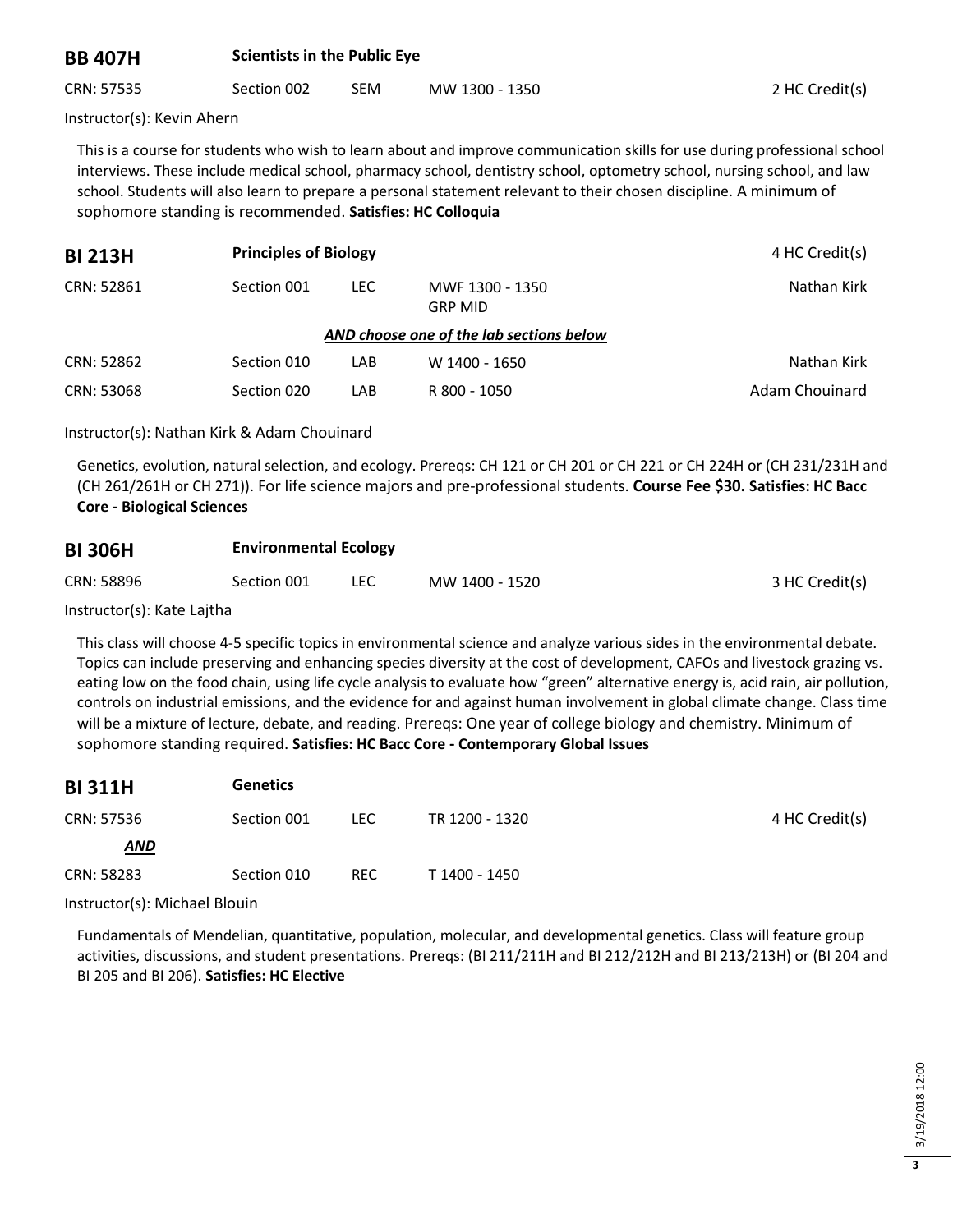## BB 407H Scientists in the Public Eye

| CRN: 57535 | Section 002 | SEM | MW 1300 - 1350 | 2 HC Credit(s) |
|---|---|---|---|---|

Instructor(s): Kevin Ahern

This is a course for students who wish to learn about and improve communication skills for use during professional school interviews. These include medical school, pharmacy school, dentistry school, optometry school, nursing school, and law school. Students will also learn to prepare a personal statement relevant to their chosen discipline. A minimum of sophomore standing is recommended. **Satisfies: HC Colloquia**

## BI 213H Principles of Biology

4 HC Credit(s)

| CRN: 52861 | Section 001 | LEC | MWF 1300 - 1350<br>GRP MID | Nathan Kirk |
|---|---|---|---|---|
| | | | ***AND choose one of the lab sections below*** | |
| CRN: 52862 | Section 010 | LAB | W 1400 - 1650 | Nathan Kirk |
| CRN: 53068 | Section 020 | LAB | R 800 - 1050 | Adam Chouinard |

Instructor(s): Nathan Kirk & Adam Chouinard

Genetics, evolution, natural selection, and ecology. Prereqs: CH 121 or CH 201 or CH 221 or CH 224H or (CH 231/231H and (CH 261/261H or CH 271)). For life science majors and pre-professional students. **Course Fee $30. Satisfies: HC Bacc Core - Biological Sciences**

## BI 306H Environmental Ecology

| CRN: 58896 | Section 001 | LEC | MW 1400 - 1520 | 3 HC Credit(s) |
|---|---|---|---|---|

Instructor(s): Kate Lajtha

This class will choose 4-5 specific topics in environmental science and analyze various sides in the environmental debate. Topics can include preserving and enhancing species diversity at the cost of development, CAFOs and livestock grazing vs. eating low on the food chain, using life cycle analysis to evaluate how "green" alternative energy is, acid rain, air pollution, controls on industrial emissions, and the evidence for and against human involvement in global climate change. Class time will be a mixture of lecture, debate, and reading. Prereqs: One year of college biology and chemistry. Minimum of sophomore standing required. **Satisfies: HC Bacc Core - Contemporary Global Issues**

## BI 311H Genetics

| CRN: 57536 | Section 001 | LEC | TR 1200 - 1320 | 4 HC Credit(s) |
|---|---|---|---|---|
| ***AND*** | | | | |
| CRN: 58283 | Section 010 | REC | T 1400 - 1450 | |

Instructor(s): Michael Blouin

Fundamentals of Mendelian, quantitative, population, molecular, and developmental genetics. Class will feature group activities, discussions, and student presentations. Prereqs: (BI 211/211H and BI 212/212H and BI 213/213H) or (BI 204 and BI 205 and BI 206). **Satisfies: HC Elective**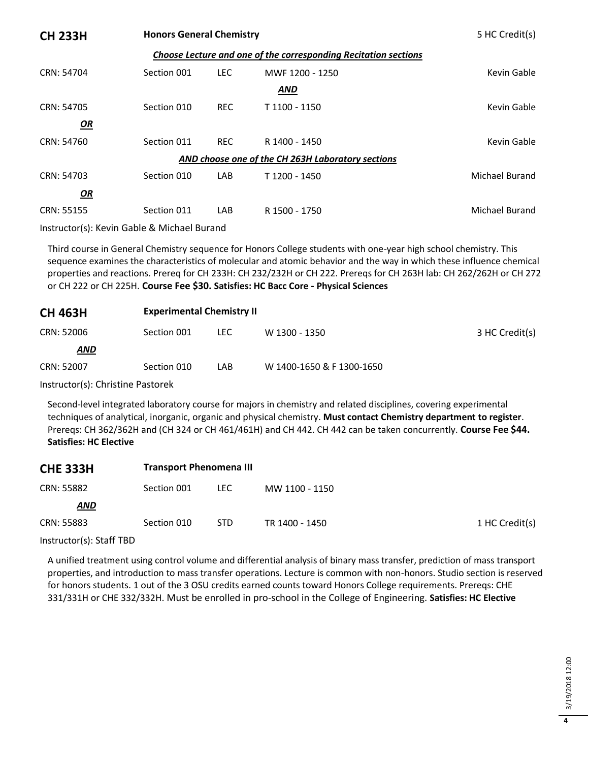## CH 233H — Honors General Chemistry — 5 HC Credit(s)

***Choose Lecture and one of the corresponding Recitation sections***

| CRN | Section | Type | Time | Instructor |
|---|---|---|---|---|
| CRN: 54704 | Section 001 | LEC | MWF 1200 - 1250 | Kevin Gable |
| | | | ***AND*** | |
| CRN: 54705 | Section 010 | REC | T 1100 - 1150 | Kevin Gable |
| ***OR*** | | | | |
| CRN: 54760 | Section 011 | REC | R 1400 - 1450 | Kevin Gable |
| | | | ***AND choose one of the CH 263H Laboratory sections*** | |
| CRN: 54703 | Section 010 | LAB | T 1200 - 1450 | Michael Burand |
| ***OR*** | | | | |
| CRN: 55155 | Section 011 | LAB | R 1500 - 1750 | Michael Burand |

Instructor(s): Kevin Gable & Michael Burand

Third course in General Chemistry sequence for Honors College students with one-year high school chemistry. This sequence examines the characteristics of molecular and atomic behavior and the way in which these influence chemical properties and reactions. Prereq for CH 233H: CH 232/232H or CH 222. Prereqs for CH 263H lab: CH 262/262H or CH 272 or CH 222 or CH 225H. **Course Fee $30. Satisfies: HC Bacc Core - Physical Sciences**

## CH 463H — Experimental Chemistry II — 3 HC Credit(s)

| CRN | Section | Type | Time |
|---|---|---|---|
| CRN: 52006 | Section 001 | LEC | W 1300 - 1350 |
| ***AND*** | | | |
| CRN: 52007 | Section 010 | LAB | W 1400-1650 & F 1300-1650 |

Instructor(s): Christine Pastorek

Second-level integrated laboratory course for majors in chemistry and related disciplines, covering experimental techniques of analytical, inorganic, organic and physical chemistry. **Must contact Chemistry department to register**. Prereqs: CH 362/362H and (CH 324 or CH 461/461H) and CH 442. CH 442 can be taken concurrently. **Course Fee $44. Satisfies: HC Elective**

## CHE 333H — Transport Phenomena III — 1 HC Credit(s)

| CRN | Section | Type | Time |
|---|---|---|---|
| CRN: 55882 | Section 001 | LEC | MW 1100 - 1150 |
| ***AND*** | | | |
| CRN: 55883 | Section 010 | STD | TR 1400 - 1450 |

Instructor(s): Staff TBD

A unified treatment using control volume and differential analysis of binary mass transfer, prediction of mass transport properties, and introduction to mass transfer operations. Lecture is common with non-honors. Studio section is reserved for honors students. 1 out of the 3 OSU credits earned counts toward Honors College requirements. Prereqs: CHE 331/331H or CHE 332/332H. Must be enrolled in pro-school in the College of Engineering. **Satisfies: HC Elective**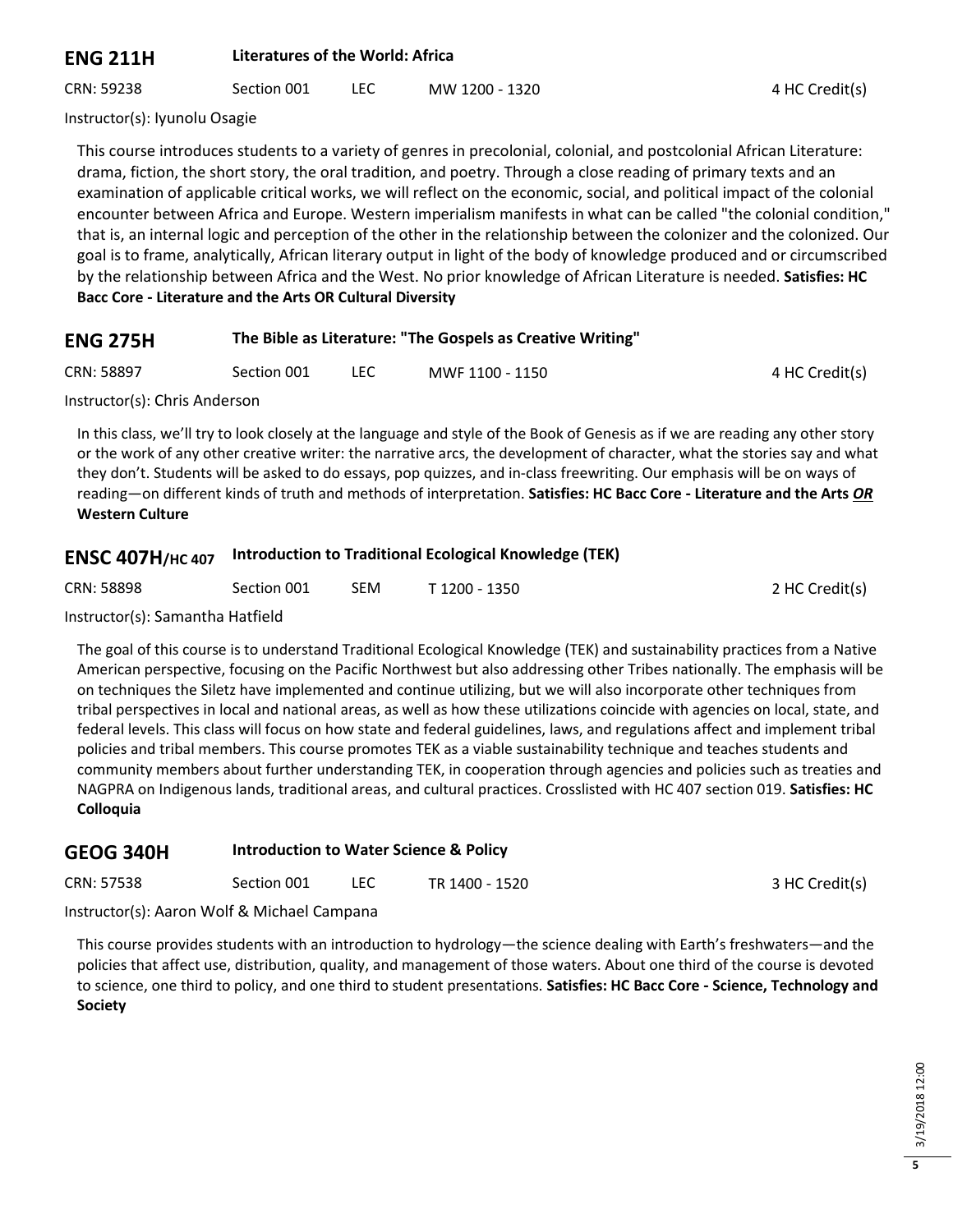## ENG 211H Literatures of the World: Africa

CRN: 59238 Section 001 LEC MW 1200 - 1320 4 HC Credit(s)

Instructor(s): Iyunolu Osagie

This course introduces students to a variety of genres in precolonial, colonial, and postcolonial African Literature: drama, fiction, the short story, the oral tradition, and poetry. Through a close reading of primary texts and an examination of applicable critical works, we will reflect on the economic, social, and political impact of the colonial encounter between Africa and Europe. Western imperialism manifests in what can be called "the colonial condition," that is, an internal logic and perception of the other in the relationship between the colonizer and the colonized. Our goal is to frame, analytically, African literary output in light of the body of knowledge produced and or circumscribed by the relationship between Africa and the West. No prior knowledge of African Literature is needed. **Satisfies: HC Bacc Core - Literature and the Arts OR Cultural Diversity**

## ENG 275H The Bible as Literature: "The Gospels as Creative Writing"

CRN: 58897 Section 001 LEC MWF 1100 - 1150 4 HC Credit(s)

Instructor(s): Chris Anderson

In this class, we'll try to look closely at the language and style of the Book of Genesis as if we are reading any other story or the work of any other creative writer: the narrative arcs, the development of character, what the stories say and what they don't. Students will be asked to do essays, pop quizzes, and in-class freewriting. Our emphasis will be on ways of reading—on different kinds of truth and methods of interpretation. **Satisfies: HC Bacc Core - Literature and the Arts *OR* Western Culture**

## ENSC 407H/HC 407 Introduction to Traditional Ecological Knowledge (TEK)

CRN: 58898 Section 001 SEM T 1200 - 1350 2 HC Credit(s)

Instructor(s): Samantha Hatfield

The goal of this course is to understand Traditional Ecological Knowledge (TEK) and sustainability practices from a Native American perspective, focusing on the Pacific Northwest but also addressing other Tribes nationally. The emphasis will be on techniques the Siletz have implemented and continue utilizing, but we will also incorporate other techniques from tribal perspectives in local and national areas, as well as how these utilizations coincide with agencies on local, state, and federal levels. This class will focus on how state and federal guidelines, laws, and regulations affect and implement tribal policies and tribal members. This course promotes TEK as a viable sustainability technique and teaches students and community members about further understanding TEK, in cooperation through agencies and policies such as treaties and NAGPRA on Indigenous lands, traditional areas, and cultural practices. Crosslisted with HC 407 section 019. **Satisfies: HC Colloquia**

## GEOG 340H Introduction to Water Science & Policy

CRN: 57538 Section 001 LEC TR 1400 - 1520 3 HC Credit(s)

Instructor(s): Aaron Wolf & Michael Campana

This course provides students with an introduction to hydrology—the science dealing with Earth's freshwaters—and the policies that affect use, distribution, quality, and management of those waters. About one third of the course is devoted to science, one third to policy, and one third to student presentations. **Satisfies: HC Bacc Core - Science, Technology and Society**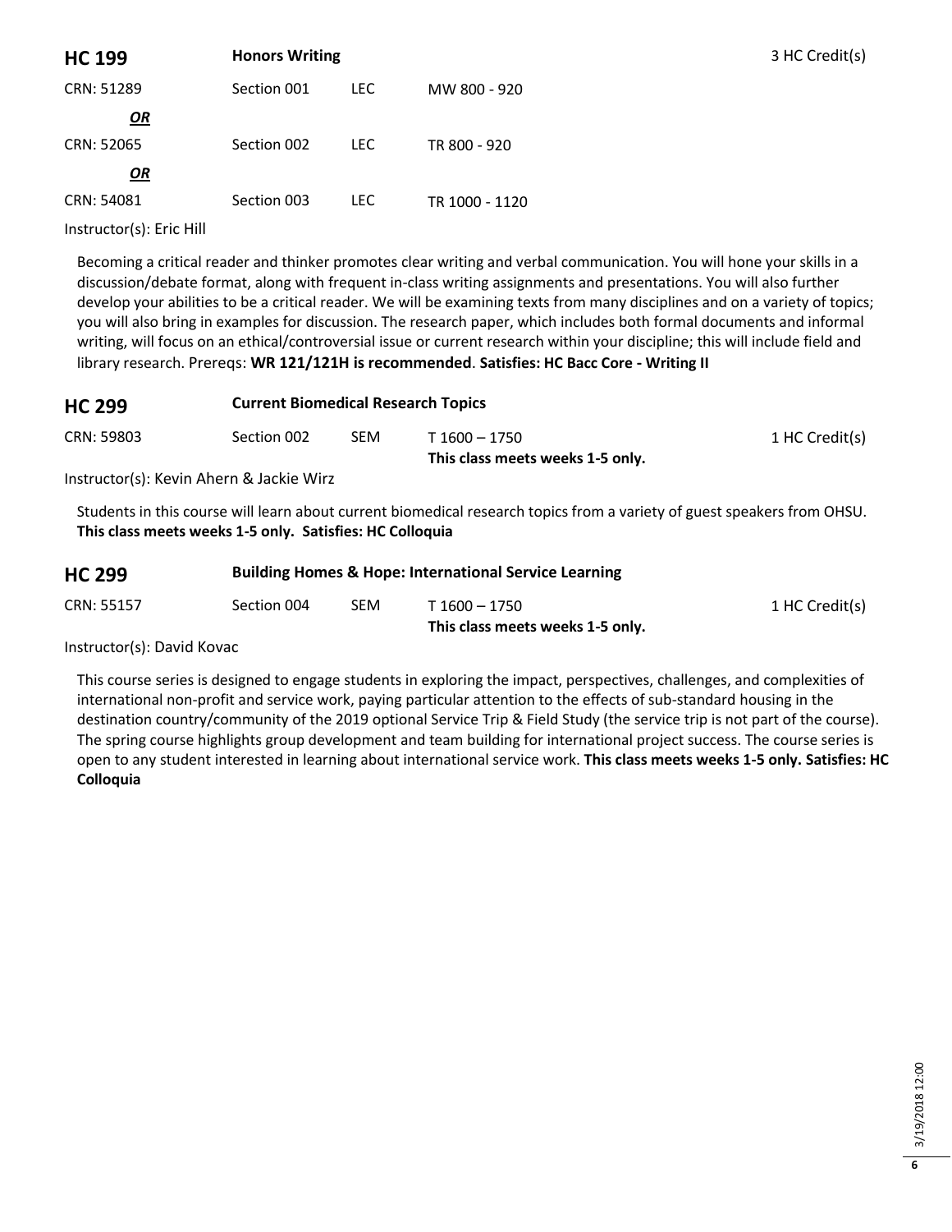## HC 199 — Honors Writing — 3 HC Credit(s)

| CRN | Section | Type | Time |
|---|---|---|---|
| CRN: 51289 | Section 001 | LEC | MW 800 - 920 |
| ***OR*** | | | |
| CRN: 52065 | Section 002 | LEC | TR 800 - 920 |
| ***OR*** | | | |
| CRN: 54081 | Section 003 | LEC | TR 1000 - 1120 |

Instructor(s): Eric Hill

Becoming a critical reader and thinker promotes clear writing and verbal communication. You will hone your skills in a discussion/debate format, along with frequent in-class writing assignments and presentations. You will also further develop your abilities to be a critical reader. We will be examining texts from many disciplines and on a variety of topics; you will also bring in examples for discussion. The research paper, which includes both formal documents and informal writing, will focus on an ethical/controversial issue or current research within your discipline; this will include field and library research. Prereqs: **WR 121/121H is recommended**. **Satisfies: HC Bacc Core - Writing II**

## HC 299 — Current Biomedical Research Topics

| CRN | Section | Type | Time | Credits |
|---|---|---|---|---|
| CRN: 59803 | Section 002 | SEM | T 1600 – 1750 **This class meets weeks 1-5 only.** | 1 HC Credit(s) |

Instructor(s): Kevin Ahern & Jackie Wirz

Students in this course will learn about current biomedical research topics from a variety of guest speakers from OHSU. **This class meets weeks 1-5 only. Satisfies: HC Colloquia**

## HC 299 — Building Homes & Hope: International Service Learning

| CRN | Section | Type | Time | Credits |
|---|---|---|---|---|
| CRN: 55157 | Section 004 | SEM | T 1600 – 1750 **This class meets weeks 1-5 only.** | 1 HC Credit(s) |

Instructor(s): David Kovac

This course series is designed to engage students in exploring the impact, perspectives, challenges, and complexities of international non-profit and service work, paying particular attention to the effects of sub-standard housing in the destination country/community of the 2019 optional Service Trip & Field Study (the service trip is not part of the course). The spring course highlights group development and team building for international project success. The course series is open to any student interested in learning about international service work. **This class meets weeks 1-5 only. Satisfies: HC Colloquia**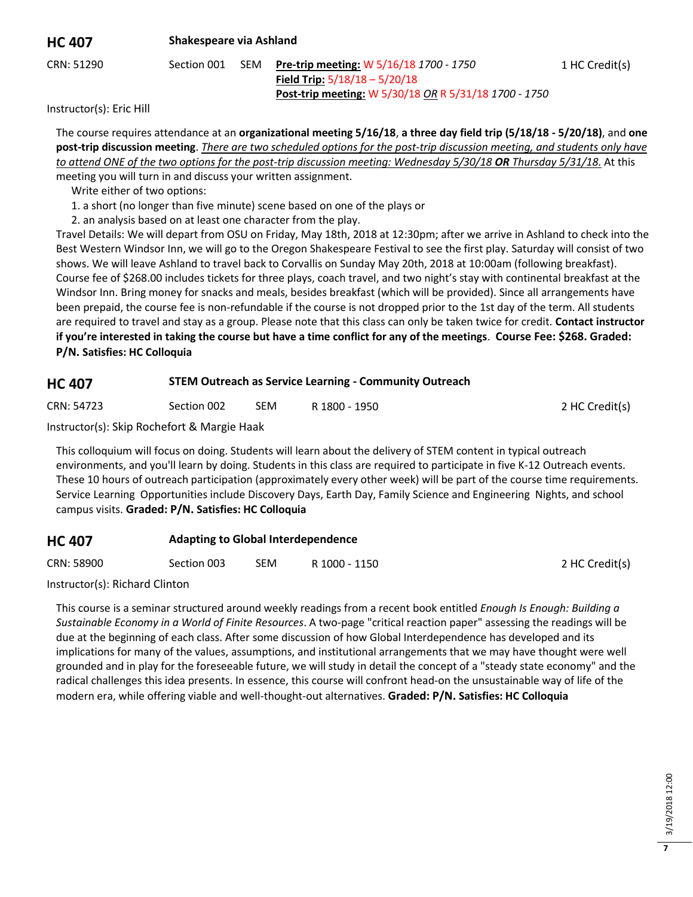## HC 407 Shakespeare via Ashland

CRN: 51290 | Section 001 | SEM | **Pre-trip meeting:** W 5/16/18 *1700 - 1750* | 1 HC Credit(s)
**Field Trip:** 5/18/18 – 5/20/18
**Post-trip meeting:** W 5/30/18 *OR* R 5/31/18 *1700 - 1750*

Instructor(s): Eric Hill

The course requires attendance at an **organizational meeting 5/16/18**, **a three day field trip (5/18/18 - 5/20/18)**, and **one post-trip discussion meeting**. *There are two scheduled options for the post-trip discussion meeting, and students only have to attend ONE of the two options for the post-trip discussion meeting: Wednesday 5/30/18* ***OR*** *Thursday 5/31/18.* At this meeting you will turn in and discuss your written assignment.

Write either of two options:

1. a short (no longer than five minute) scene based on one of the plays or
2. an analysis based on at least one character from the play.

Travel Details: We will depart from OSU on Friday, May 18th, 2018 at 12:30pm; after we arrive in Ashland to check into the Best Western Windsor Inn, we will go to the Oregon Shakespeare Festival to see the first play. Saturday will consist of two shows. We will leave Ashland to travel back to Corvallis on Sunday May 20th, 2018 at 10:00am (following breakfast). Course fee of $268.00 includes tickets for three plays, coach travel, and two night's stay with continental breakfast at the Windsor Inn. Bring money for snacks and meals, besides breakfast (which will be provided). Since all arrangements have been prepaid, the course fee is non-refundable if the course is not dropped prior to the 1st day of the term. All students are required to travel and stay as a group. Please note that this class can only be taken twice for credit. **Contact instructor if you're interested in taking the course but have a time conflict for any of the meetings**. **Course Fee: $268. Graded: P/N. Satisfies: HC Colloquia**

## HC 407 STEM Outreach as Service Learning - Community Outreach

CRN: 54723 | Section 002 | SEM | R 1800 - 1950 | 2 HC Credit(s)

Instructor(s): Skip Rochefort & Margie Haak

This colloquium will focus on doing. Students will learn about the delivery of STEM content in typical outreach environments, and you'll learn by doing. Students in this class are required to participate in five K-12 Outreach events. These 10 hours of outreach participation (approximately every other week) will be part of the course time requirements. Service Learning Opportunities include Discovery Days, Earth Day, Family Science and Engineering Nights, and school campus visits. **Graded: P/N. Satisfies: HC Colloquia**

## HC 407 Adapting to Global Interdependence

CRN: 58900 | Section 003 | SEM | R 1000 - 1150 | 2 HC Credit(s)

Instructor(s): Richard Clinton

This course is a seminar structured around weekly readings from a recent book entitled *Enough Is Enough: Building a Sustainable Economy in a World of Finite Resources*. A two-page "critical reaction paper" assessing the readings will be due at the beginning of each class. After some discussion of how Global Interdependence has developed and its implications for many of the values, assumptions, and institutional arrangements that we may have thought were well grounded and in play for the foreseeable future, we will study in detail the concept of a "steady state economy" and the radical challenges this idea presents. In essence, this course will confront head-on the unsustainable way of life of the modern era, while offering viable and well-thought-out alternatives. **Graded: P/N. Satisfies: HC Colloquia**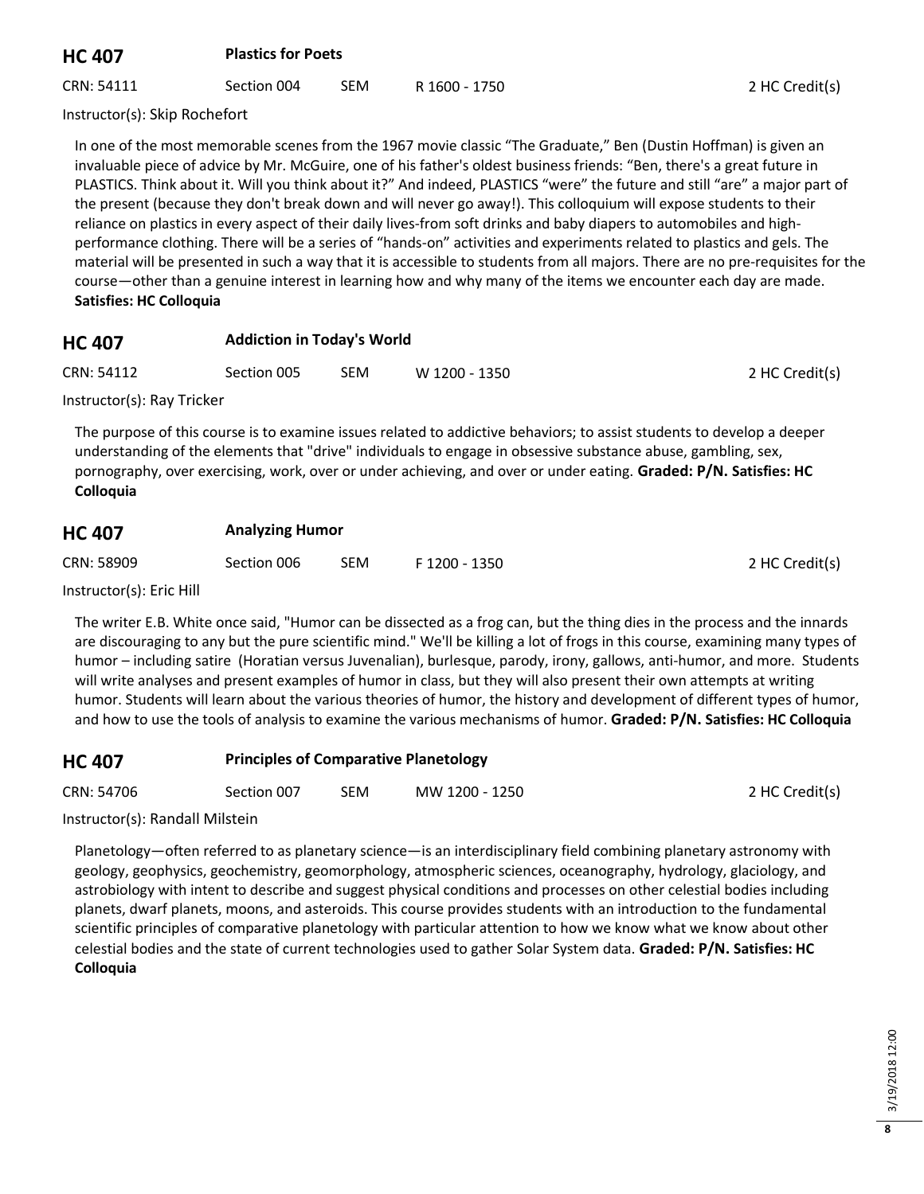## HC 407 **Plastics for Poets**

CRN: 54111 | Section 004 | SEM | R 1600 - 1750 | 2 HC Credit(s)

Instructor(s): Skip Rochefort

In one of the most memorable scenes from the 1967 movie classic "The Graduate," Ben (Dustin Hoffman) is given an invaluable piece of advice by Mr. McGuire, one of his father's oldest business friends: "Ben, there's a great future in PLASTICS. Think about it. Will you think about it?" And indeed, PLASTICS "were" the future and still "are" a major part of the present (because they don't break down and will never go away!). This colloquium will expose students to their reliance on plastics in every aspect of their daily lives-from soft drinks and baby diapers to automobiles and high-performance clothing. There will be a series of "hands-on" activities and experiments related to plastics and gels. The material will be presented in such a way that it is accessible to students from all majors. There are no pre-requisites for the course—other than a genuine interest in learning how and why many of the items we encounter each day are made. **Satisfies: HC Colloquia**

## HC 407 **Addiction in Today's World**

CRN: 54112 | Section 005 | SEM | W 1200 - 1350 | 2 HC Credit(s)

Instructor(s): Ray Tricker

The purpose of this course is to examine issues related to addictive behaviors; to assist students to develop a deeper understanding of the elements that "drive" individuals to engage in obsessive substance abuse, gambling, sex, pornography, over exercising, work, over or under achieving, and over or under eating. **Graded: P/N. Satisfies: HC Colloquia**

## HC 407 **Analyzing Humor**

CRN: 58909 | Section 006 | SEM | F 1200 - 1350 | 2 HC Credit(s)

Instructor(s): Eric Hill

The writer E.B. White once said, "Humor can be dissected as a frog can, but the thing dies in the process and the innards are discouraging to any but the pure scientific mind." We'll be killing a lot of frogs in this course, examining many types of humor – including satire (Horatian versus Juvenalian), burlesque, parody, irony, gallows, anti-humor, and more. Students will write analyses and present examples of humor in class, but they will also present their own attempts at writing humor. Students will learn about the various theories of humor, the history and development of different types of humor, and how to use the tools of analysis to examine the various mechanisms of humor. **Graded: P/N. Satisfies: HC Colloquia**

## HC 407 **Principles of Comparative Planetology**

CRN: 54706 | Section 007 | SEM | MW 1200 - 1250 | 2 HC Credit(s)

Instructor(s): Randall Milstein

Planetology—often referred to as planetary science—is an interdisciplinary field combining planetary astronomy with geology, geophysics, geochemistry, geomorphology, atmospheric sciences, oceanography, hydrology, glaciology, and astrobiology with intent to describe and suggest physical conditions and processes on other celestial bodies including planets, dwarf planets, moons, and asteroids. This course provides students with an introduction to the fundamental scientific principles of comparative planetology with particular attention to how we know what we know about other celestial bodies and the state of current technologies used to gather Solar System data. **Graded: P/N. Satisfies: HC Colloquia**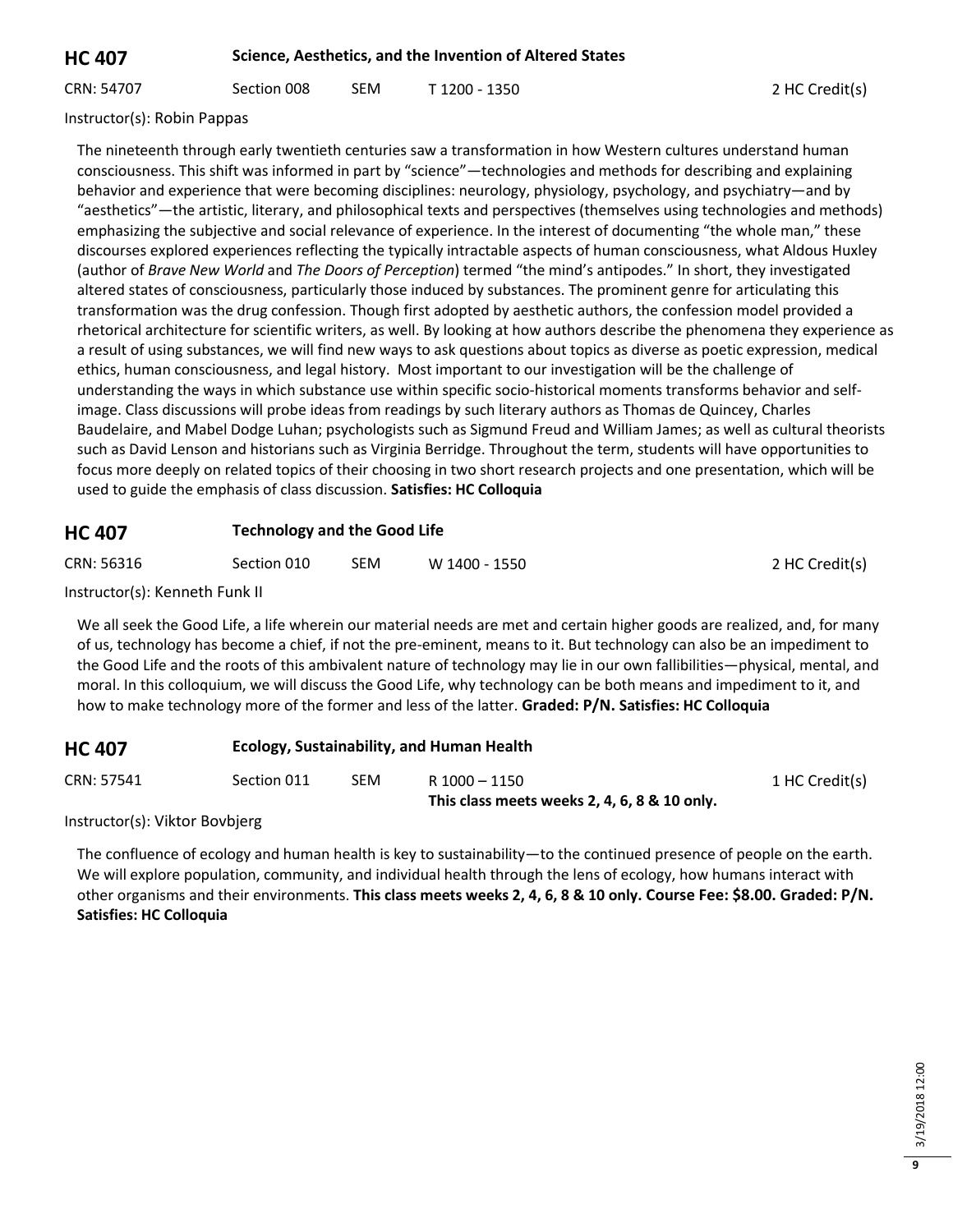## HC 407 Science, Aesthetics, and the Invention of Altered States

CRN: 54707 | Section 008 | SEM | T 1200 - 1350 | 2 HC Credit(s)

Instructor(s): Robin Pappas

The nineteenth through early twentieth centuries saw a transformation in how Western cultures understand human consciousness. This shift was informed in part by "science"—technologies and methods for describing and explaining behavior and experience that were becoming disciplines: neurology, physiology, psychology, and psychiatry—and by "aesthetics"—the artistic, literary, and philosophical texts and perspectives (themselves using technologies and methods) emphasizing the subjective and social relevance of experience. In the interest of documenting "the whole man," these discourses explored experiences reflecting the typically intractable aspects of human consciousness, what Aldous Huxley (author of *Brave New World* and *The Doors of Perception*) termed "the mind's antipodes." In short, they investigated altered states of consciousness, particularly those induced by substances. The prominent genre for articulating this transformation was the drug confession. Though first adopted by aesthetic authors, the confession model provided a rhetorical architecture for scientific writers, as well. By looking at how authors describe the phenomena they experience as a result of using substances, we will find new ways to ask questions about topics as diverse as poetic expression, medical ethics, human consciousness, and legal history. Most important to our investigation will be the challenge of understanding the ways in which substance use within specific socio-historical moments transforms behavior and self-image. Class discussions will probe ideas from readings by such literary authors as Thomas de Quincey, Charles Baudelaire, and Mabel Dodge Luhan; psychologists such as Sigmund Freud and William James; as well as cultural theorists such as David Lenson and historians such as Virginia Berridge. Throughout the term, students will have opportunities to focus more deeply on related topics of their choosing in two short research projects and one presentation, which will be used to guide the emphasis of class discussion. **Satisfies: HC Colloquia**

## HC 407 Technology and the Good Life

CRN: 56316 | Section 010 | SEM | W 1400 - 1550 | 2 HC Credit(s)

Instructor(s): Kenneth Funk II

We all seek the Good Life, a life wherein our material needs are met and certain higher goods are realized, and, for many of us, technology has become a chief, if not the pre-eminent, means to it. But technology can also be an impediment to the Good Life and the roots of this ambivalent nature of technology may lie in our own fallibilities—physical, mental, and moral. In this colloquium, we will discuss the Good Life, why technology can be both means and impediment to it, and how to make technology more of the former and less of the latter. **Graded: P/N. Satisfies: HC Colloquia**

## HC 407 Ecology, Sustainability, and Human Health

CRN: 57541 | Section 011 | SEM | R 1000 – 1150 | 1 HC Credit(s)

**This class meets weeks 2, 4, 6, 8 & 10 only.**

Instructor(s): Viktor Bovbjerg

The confluence of ecology and human health is key to sustainability—to the continued presence of people on the earth. We will explore population, community, and individual health through the lens of ecology, how humans interact with other organisms and their environments. **This class meets weeks 2, 4, 6, 8 & 10 only. Course Fee: $8.00. Graded: P/N. Satisfies: HC Colloquia**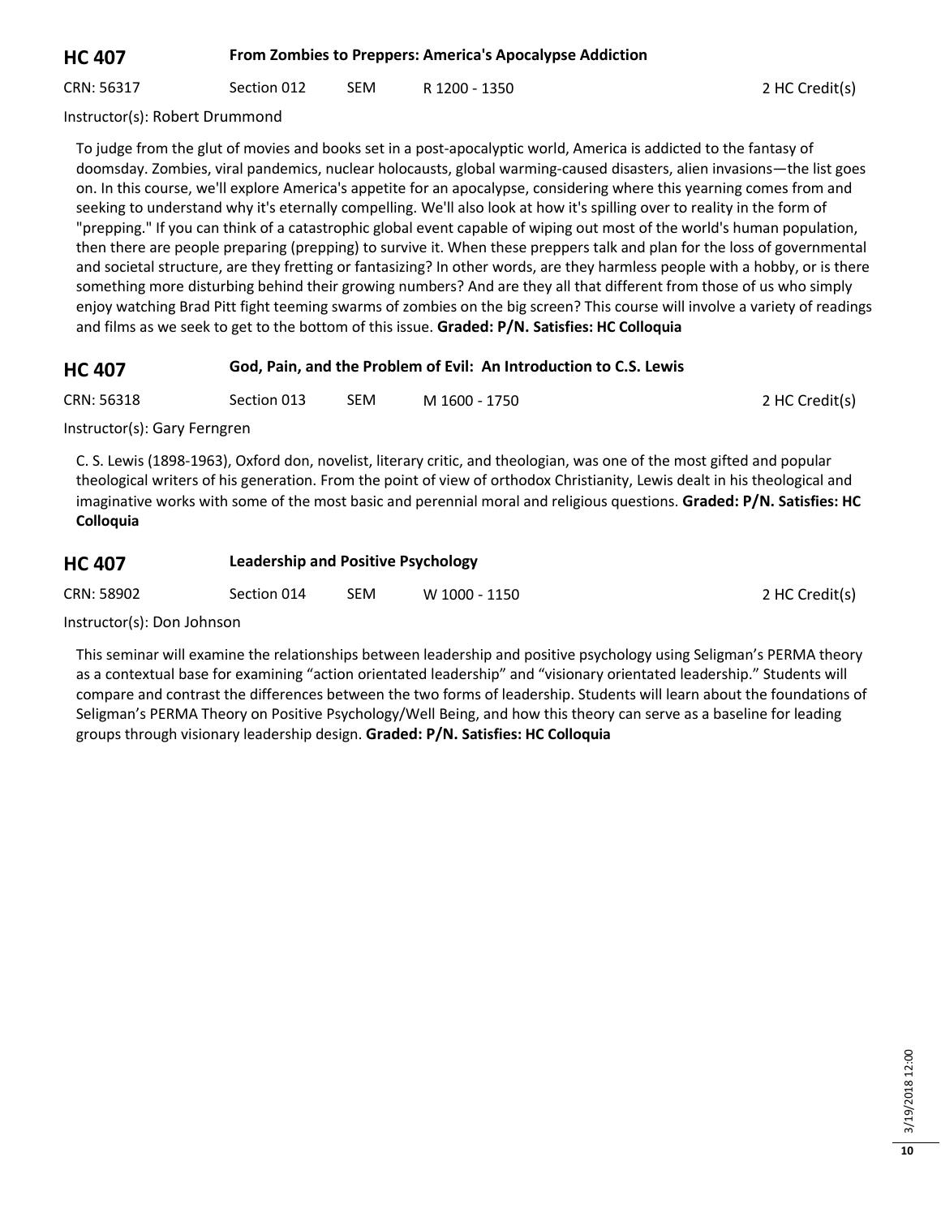## HC 407 From Zombies to Preppers: America's Apocalypse Addiction

CRN: 56317 Section 012 SEM R 1200 - 1350 2 HC Credit(s)

Instructor(s): Robert Drummond

To judge from the glut of movies and books set in a post-apocalyptic world, America is addicted to the fantasy of doomsday. Zombies, viral pandemics, nuclear holocausts, global warming-caused disasters, alien invasions—the list goes on. In this course, we'll explore America's appetite for an apocalypse, considering where this yearning comes from and seeking to understand why it's eternally compelling. We'll also look at how it's spilling over to reality in the form of "prepping." If you can think of a catastrophic global event capable of wiping out most of the world's human population, then there are people preparing (prepping) to survive it. When these preppers talk and plan for the loss of governmental and societal structure, are they fretting or fantasizing? In other words, are they harmless people with a hobby, or is there something more disturbing behind their growing numbers? And are they all that different from those of us who simply enjoy watching Brad Pitt fight teeming swarms of zombies on the big screen? This course will involve a variety of readings and films as we seek to get to the bottom of this issue. **Graded: P/N. Satisfies: HC Colloquia**

## HC 407 God, Pain, and the Problem of Evil: An Introduction to C.S. Lewis

CRN: 56318 Section 013 SEM M 1600 - 1750 2 HC Credit(s)

Instructor(s): Gary Ferngren

C. S. Lewis (1898-1963), Oxford don, novelist, literary critic, and theologian, was one of the most gifted and popular theological writers of his generation. From the point of view of orthodox Christianity, Lewis dealt in his theological and imaginative works with some of the most basic and perennial moral and religious questions. **Graded: P/N. Satisfies: HC Colloquia**

## HC 407 Leadership and Positive Psychology

CRN: 58902 Section 014 SEM W 1000 - 1150 2 HC Credit(s)

Instructor(s): Don Johnson

This seminar will examine the relationships between leadership and positive psychology using Seligman's PERMA theory as a contextual base for examining "action orientated leadership" and "visionary orientated leadership." Students will compare and contrast the differences between the two forms of leadership. Students will learn about the foundations of Seligman's PERMA Theory on Positive Psychology/Well Being, and how this theory can serve as a baseline for leading groups through visionary leadership design. **Graded: P/N. Satisfies: HC Colloquia**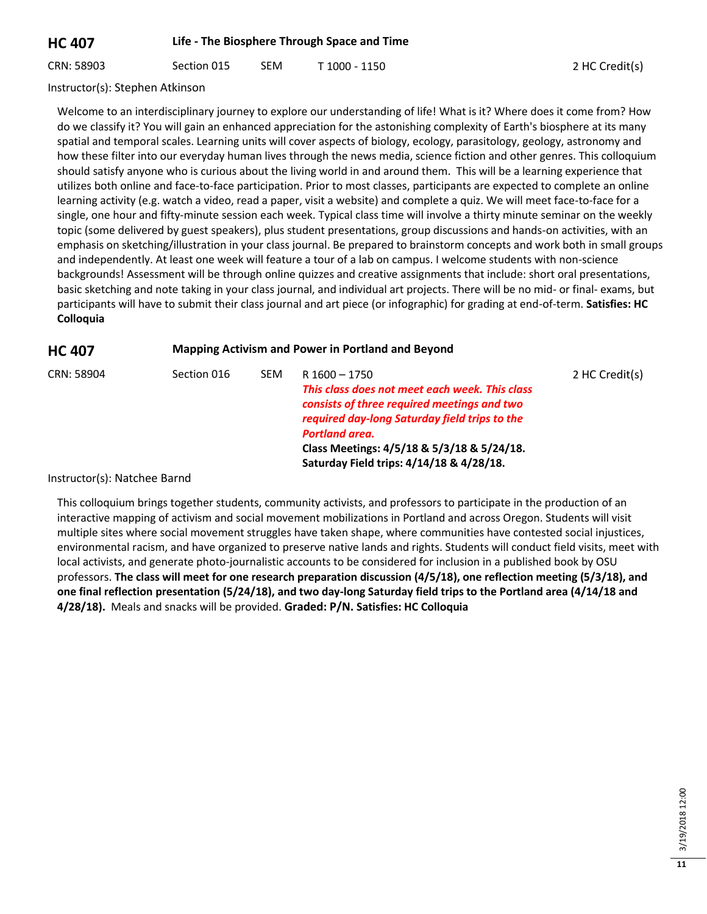## HC 407 Life - The Biosphere Through Space and Time

CRN: 58903 Section 015 SEM T 1000 - 1150 2 HC Credit(s)

Instructor(s): Stephen Atkinson

Welcome to an interdisciplinary journey to explore our understanding of life! What is it? Where does it come from? How do we classify it? You will gain an enhanced appreciation for the astonishing complexity of Earth's biosphere at its many spatial and temporal scales. Learning units will cover aspects of biology, ecology, parasitology, geology, astronomy and how these filter into our everyday human lives through the news media, science fiction and other genres. This colloquium should satisfy anyone who is curious about the living world in and around them. This will be a learning experience that utilizes both online and face-to-face participation. Prior to most classes, participants are expected to complete an online learning activity (e.g. watch a video, read a paper, visit a website) and complete a quiz. We will meet face-to-face for a single, one hour and fifty-minute session each week. Typical class time will involve a thirty minute seminar on the weekly topic (some delivered by guest speakers), plus student presentations, group discussions and hands-on activities, with an emphasis on sketching/illustration in your class journal. Be prepared to brainstorm concepts and work both in small groups and independently. At least one week will feature a tour of a lab on campus. I welcome students with non-science backgrounds! Assessment will be through online quizzes and creative assignments that include: short oral presentations, basic sketching and note taking in your class journal, and individual art projects. There will be no mid- or final- exams, but participants will have to submit their class journal and art piece (or infographic) for grading at end-of-term. **Satisfies: HC Colloquia**

## HC 407 Mapping Activism and Power in Portland and Beyond

CRN: 58904 Section 016 SEM R 1600 – 1750 2 HC Credit(s)

***This class does not meet each week. This class consists of three required meetings and two required day-long Saturday field trips to the Portland area.***

**Class Meetings: 4/5/18 & 5/3/18 & 5/24/18.**
**Saturday Field trips: 4/14/18 & 4/28/18.**

Instructor(s): Natchee Barnd

This colloquium brings together students, community activists, and professors to participate in the production of an interactive mapping of activism and social movement mobilizations in Portland and across Oregon. Students will visit multiple sites where social movement struggles have taken shape, where communities have contested social injustices, environmental racism, and have organized to preserve native lands and rights. Students will conduct field visits, meet with local activists, and generate photo-journalistic accounts to be considered for inclusion in a published book by OSU professors. **The class will meet for one research preparation discussion (4/5/18), one reflection meeting (5/3/18), and one final reflection presentation (5/24/18), and two day-long Saturday field trips to the Portland area (4/14/18 and 4/28/18).** Meals and snacks will be provided. **Graded: P/N. Satisfies: HC Colloquia**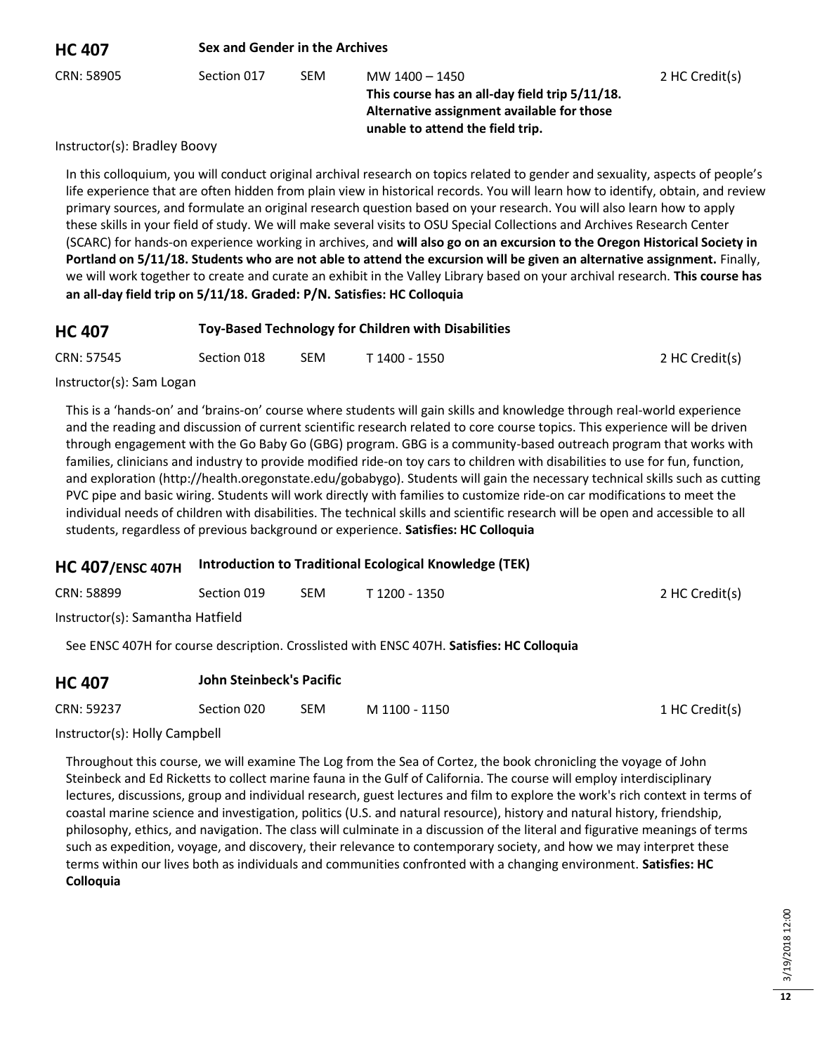## HC 407 Sex and Gender in the Archives

CRN: 58905 | Section 017 | SEM | MW 1400 – 1450 | 2 HC Credit(s)

**This course has an all-day field trip 5/11/18. Alternative assignment available for those unable to attend the field trip.**

Instructor(s): Bradley Boovy

In this colloquium, you will conduct original archival research on topics related to gender and sexuality, aspects of people's life experience that are often hidden from plain view in historical records. You will learn how to identify, obtain, and review primary sources, and formulate an original research question based on your research. You will also learn how to apply these skills in your field of study. We will make several visits to OSU Special Collections and Archives Research Center (SCARC) for hands-on experience working in archives, and **will also go on an excursion to the Oregon Historical Society in Portland on 5/11/18. Students who are not able to attend the excursion will be given an alternative assignment.** Finally, we will work together to create and curate an exhibit in the Valley Library based on your archival research. **This course has an all-day field trip on 5/11/18. Graded: P/N. Satisfies: HC Colloquia**

## HC 407 Toy-Based Technology for Children with Disabilities

CRN: 57545 | Section 018 | SEM | T 1400 - 1550 | 2 HC Credit(s)

Instructor(s): Sam Logan

This is a 'hands-on' and 'brains-on' course where students will gain skills and knowledge through real-world experience and the reading and discussion of current scientific research related to core course topics. This experience will be driven through engagement with the Go Baby Go (GBG) program. GBG is a community-based outreach program that works with families, clinicians and industry to provide modified ride-on toy cars to children with disabilities to use for fun, function, and exploration (http://health.oregonstate.edu/gobabygo). Students will gain the necessary technical skills such as cutting PVC pipe and basic wiring. Students will work directly with families to customize ride-on car modifications to meet the individual needs of children with disabilities. The technical skills and scientific research will be open and accessible to all students, regardless of previous background or experience. **Satisfies: HC Colloquia**

## HC 407/ENSC 407H Introduction to Traditional Ecological Knowledge (TEK)

CRN: 58899 | Section 019 | SEM | T 1200 - 1350 | 2 HC Credit(s)

Instructor(s): Samantha Hatfield

See ENSC 407H for course description. Crosslisted with ENSC 407H. **Satisfies: HC Colloquia**

## HC 407 John Steinbeck's Pacific

CRN: 59237 | Section 020 | SEM | M 1100 - 1150 | 1 HC Credit(s)

Instructor(s): Holly Campbell

Throughout this course, we will examine The Log from the Sea of Cortez, the book chronicling the voyage of John Steinbeck and Ed Ricketts to collect marine fauna in the Gulf of California. The course will employ interdisciplinary lectures, discussions, group and individual research, guest lectures and film to explore the work's rich context in terms of coastal marine science and investigation, politics (U.S. and natural resource), history and natural history, friendship, philosophy, ethics, and navigation. The class will culminate in a discussion of the literal and figurative meanings of terms such as expedition, voyage, and discovery, their relevance to contemporary society, and how we may interpret these terms within our lives both as individuals and communities confronted with a changing environment. **Satisfies: HC Colloquia**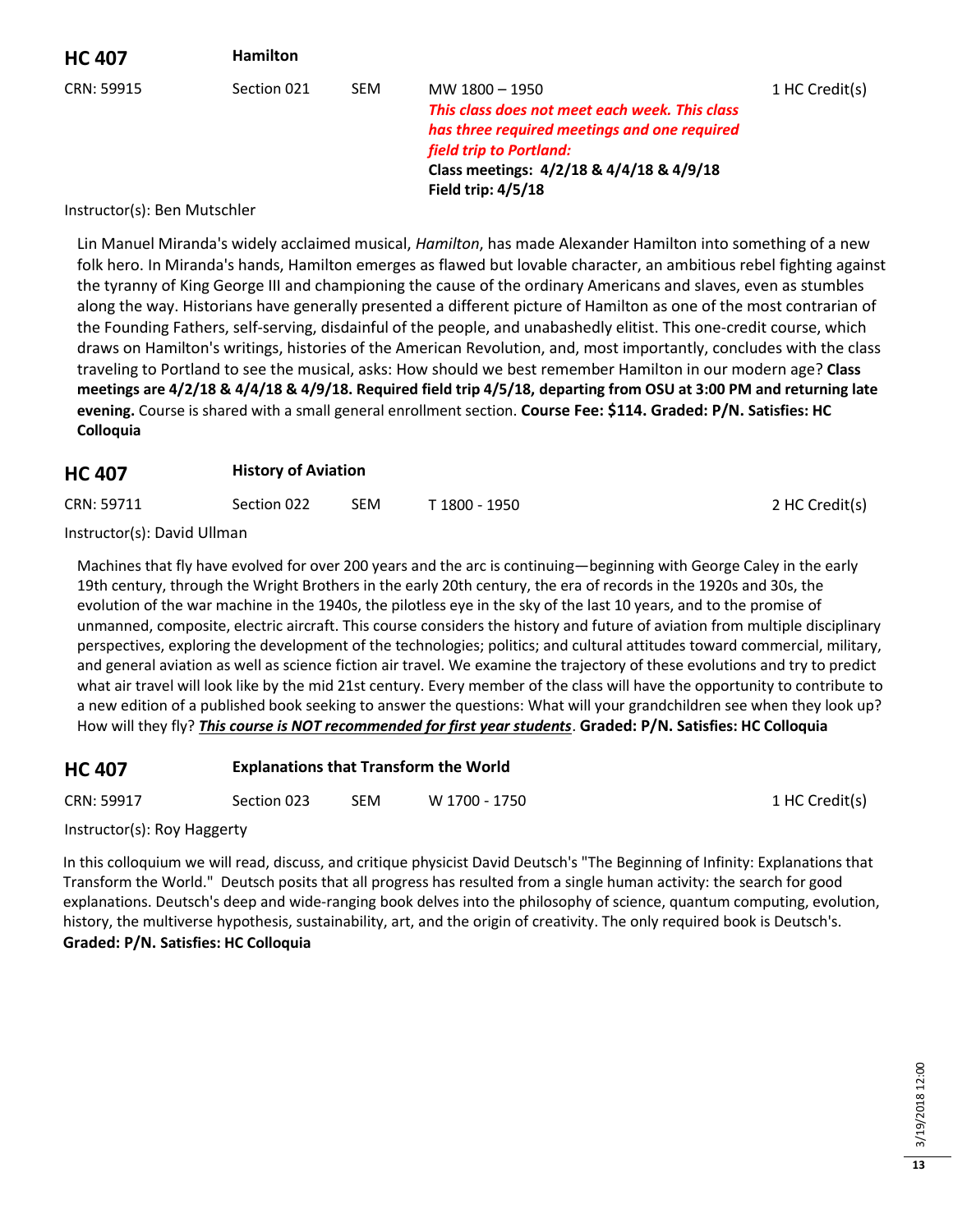## HC 407 Hamilton

CRN: 59915 | Section 021 | SEM | MW 1800 – 1950 | 1 HC Credit(s)

***This class does not meet each week. This class has three required meetings and one required field trip to Portland:***
**Class meetings: 4/2/18 & 4/4/18 & 4/9/18**
**Field trip: 4/5/18**

Instructor(s): Ben Mutschler

Lin Manuel Miranda's widely acclaimed musical, *Hamilton*, has made Alexander Hamilton into something of a new folk hero. In Miranda's hands, Hamilton emerges as flawed but lovable character, an ambitious rebel fighting against the tyranny of King George III and championing the cause of the ordinary Americans and slaves, even as stumbles along the way. Historians have generally presented a different picture of Hamilton as one of the most contrarian of the Founding Fathers, self-serving, disdainful of the people, and unabashedly elitist. This one-credit course, which draws on Hamilton's writings, histories of the American Revolution, and, most importantly, concludes with the class traveling to Portland to see the musical, asks: How should we best remember Hamilton in our modern age? **Class meetings are 4/2/18 & 4/4/18 & 4/9/18. Required field trip 4/5/18, departing from OSU at 3:00 PM and returning late evening.** Course is shared with a small general enrollment section. **Course Fee: $114. Graded: P/N. Satisfies: HC Colloquia**

## HC 407 History of Aviation

CRN: 59711 | Section 022 | SEM | T 1800 - 1950 | 2 HC Credit(s)

Instructor(s): David Ullman

Machines that fly have evolved for over 200 years and the arc is continuing—beginning with George Caley in the early 19th century, through the Wright Brothers in the early 20th century, the era of records in the 1920s and 30s, the evolution of the war machine in the 1940s, the pilotless eye in the sky of the last 10 years, and to the promise of unmanned, composite, electric aircraft. This course considers the history and future of aviation from multiple disciplinary perspectives, exploring the development of the technologies; politics; and cultural attitudes toward commercial, military, and general aviation as well as science fiction air travel. We examine the trajectory of these evolutions and try to predict what air travel will look like by the mid 21st century. Every member of the class will have the opportunity to contribute to a new edition of a published book seeking to answer the questions: What will your grandchildren see when they look up? How will they fly? ***This course is NOT recommended for first year students***. **Graded: P/N. Satisfies: HC Colloquia**

## HC 407 Explanations that Transform the World

CRN: 59917 | Section 023 | SEM | W 1700 - 1750 | 1 HC Credit(s)

Instructor(s): Roy Haggerty

In this colloquium we will read, discuss, and critique physicist David Deutsch's "The Beginning of Infinity: Explanations that Transform the World." Deutsch posits that all progress has resulted from a single human activity: the search for good explanations. Deutsch's deep and wide-ranging book delves into the philosophy of science, quantum computing, evolution, history, the multiverse hypothesis, sustainability, art, and the origin of creativity. The only required book is Deutsch's.
**Graded: P/N. Satisfies: HC Colloquia**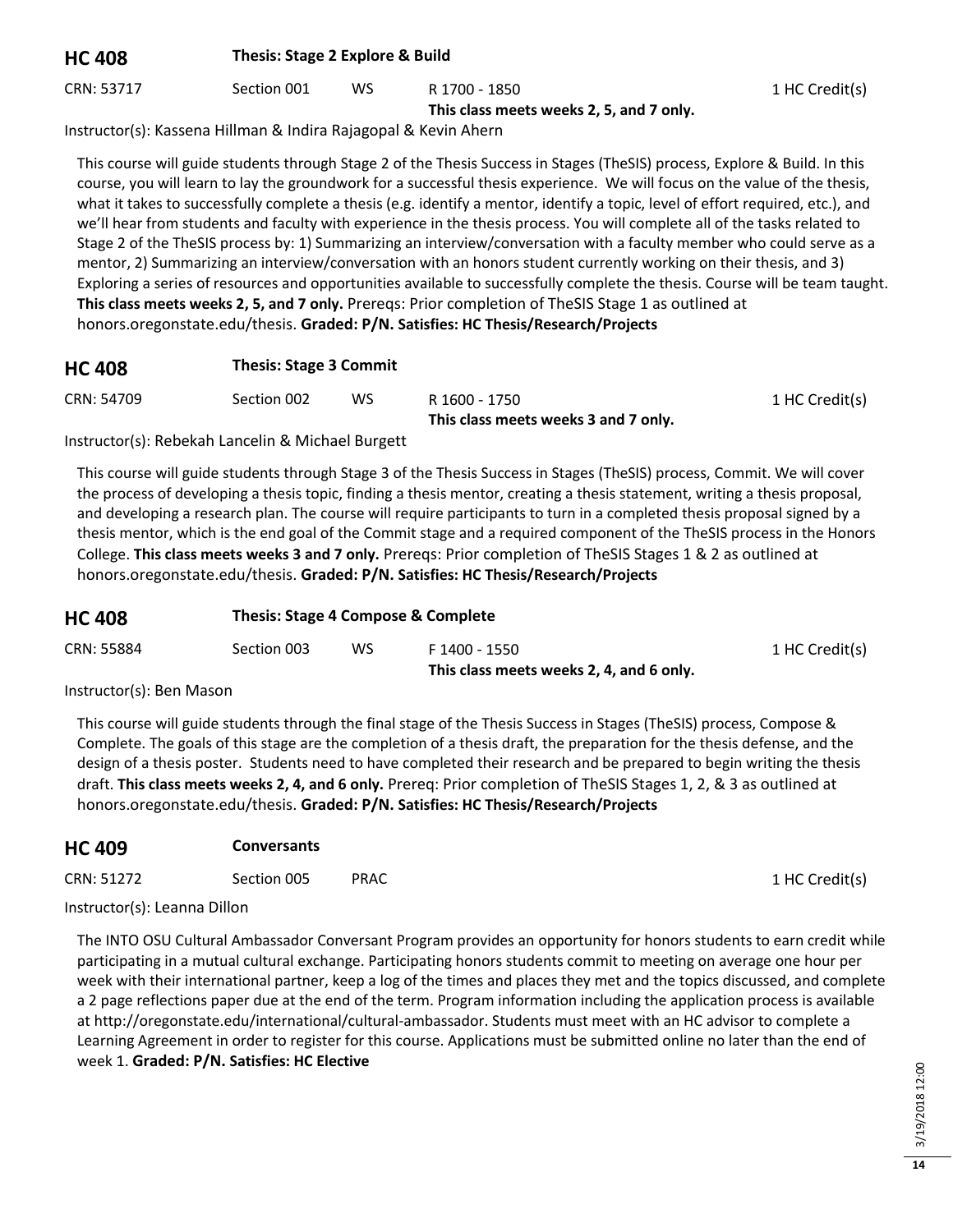## HC 408 Thesis: Stage 2 Explore & Build

CRN: 53717 | Section 001 | WS | R 1700 - 1850 | 1 HC Credit(s)

**This class meets weeks 2, 5, and 7 only.**

Instructor(s): Kassena Hillman & Indira Rajagopal & Kevin Ahern

This course will guide students through Stage 2 of the Thesis Success in Stages (TheSIS) process, Explore & Build. In this course, you will learn to lay the groundwork for a successful thesis experience. We will focus on the value of the thesis, what it takes to successfully complete a thesis (e.g. identify a mentor, identify a topic, level of effort required, etc.), and we'll hear from students and faculty with experience in the thesis process. You will complete all of the tasks related to Stage 2 of the TheSIS process by: 1) Summarizing an interview/conversation with a faculty member who could serve as a mentor, 2) Summarizing an interview/conversation with an honors student currently working on their thesis, and 3) Exploring a series of resources and opportunities available to successfully complete the thesis. Course will be team taught. **This class meets weeks 2, 5, and 7 only.** Prereqs: Prior completion of TheSIS Stage 1 as outlined at honors.oregonstate.edu/thesis. **Graded: P/N. Satisfies: HC Thesis/Research/Projects**

## HC 408 Thesis: Stage 3 Commit

CRN: 54709 | Section 002 | WS | R 1600 - 1750 | 1 HC Credit(s)

**This class meets weeks 3 and 7 only.**

Instructor(s): Rebekah Lancelin & Michael Burgett

This course will guide students through Stage 3 of the Thesis Success in Stages (TheSIS) process, Commit. We will cover the process of developing a thesis topic, finding a thesis mentor, creating a thesis statement, writing a thesis proposal, and developing a research plan. The course will require participants to turn in a completed thesis proposal signed by a thesis mentor, which is the end goal of the Commit stage and a required component of the TheSIS process in the Honors College. **This class meets weeks 3 and 7 only.** Prereqs: Prior completion of TheSIS Stages 1 & 2 as outlined at honors.oregonstate.edu/thesis. **Graded: P/N. Satisfies: HC Thesis/Research/Projects**

## HC 408 Thesis: Stage 4 Compose & Complete

CRN: 55884 | Section 003 | WS | F 1400 - 1550 | 1 HC Credit(s)

**This class meets weeks 2, 4, and 6 only.**

Instructor(s): Ben Mason

This course will guide students through the final stage of the Thesis Success in Stages (TheSIS) process, Compose & Complete. The goals of this stage are the completion of a thesis draft, the preparation for the thesis defense, and the design of a thesis poster. Students need to have completed their research and be prepared to begin writing the thesis draft. **This class meets weeks 2, 4, and 6 only.** Prereq: Prior completion of TheSIS Stages 1, 2, & 3 as outlined at honors.oregonstate.edu/thesis. **Graded: P/N. Satisfies: HC Thesis/Research/Projects**

## HC 409 Conversants

CRN: 51272 | Section 005 | PRAC | 1 HC Credit(s)

Instructor(s): Leanna Dillon

The INTO OSU Cultural Ambassador Conversant Program provides an opportunity for honors students to earn credit while participating in a mutual cultural exchange. Participating honors students commit to meeting on average one hour per week with their international partner, keep a log of the times and places they met and the topics discussed, and complete a 2 page reflections paper due at the end of the term. Program information including the application process is available at http://oregonstate.edu/international/cultural-ambassador. Students must meet with an HC advisor to complete a Learning Agreement in order to register for this course. Applications must be submitted online no later than the end of week 1. **Graded: P/N. Satisfies: HC Elective**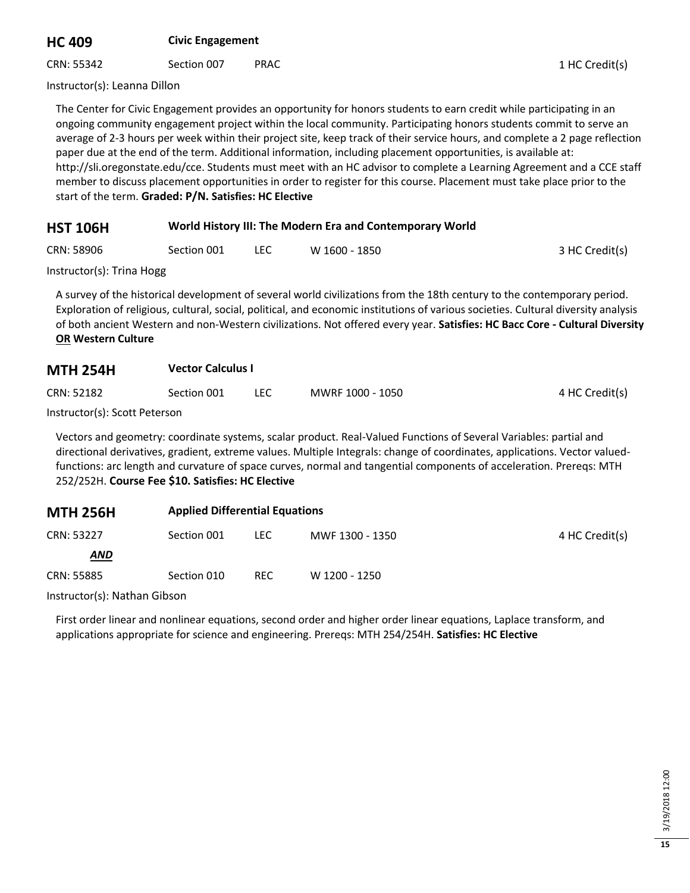## HC 409 Civic Engagement

CRN: 55342 | Section 007 | PRAC | 1 HC Credit(s)

Instructor(s): Leanna Dillon

The Center for Civic Engagement provides an opportunity for honors students to earn credit while participating in an ongoing community engagement project within the local community. Participating honors students commit to serve an average of 2-3 hours per week within their project site, keep track of their service hours, and complete a 2 page reflection paper due at the end of the term. Additional information, including placement opportunities, is available at: http://sli.oregonstate.edu/cce. Students must meet with an HC advisor to complete a Learning Agreement and a CCE staff member to discuss placement opportunities in order to register for this course. Placement must take place prior to the start of the term. **Graded: P/N. Satisfies: HC Elective**

## HST 106H World History III: The Modern Era and Contemporary World

CRN: 58906 | Section 001 | LEC | W 1600 - 1850 | 3 HC Credit(s)

Instructor(s): Trina Hogg

A survey of the historical development of several world civilizations from the 18th century to the contemporary period. Exploration of religious, cultural, social, political, and economic institutions of various societies. Cultural diversity analysis of both ancient Western and non-Western civilizations. Not offered every year. **Satisfies: HC Bacc Core - Cultural Diversity <u>OR</u> Western Culture**

## MTH 254H Vector Calculus I

CRN: 52182 | Section 001 | LEC | MWRF 1000 - 1050 | 4 HC Credit(s)

Instructor(s): Scott Peterson

Vectors and geometry: coordinate systems, scalar product. Real-Valued Functions of Several Variables: partial and directional derivatives, gradient, extreme values. Multiple Integrals: change of coordinates, applications. Vector valued-functions: arc length and curvature of space curves, normal and tangential components of acceleration. Prereqs: MTH 252/252H. **Course Fee $10. Satisfies: HC Elective**

## MTH 256H Applied Differential Equations

CRN: 53227 | Section 001 | LEC | MWF 1300 - 1350 | 4 HC Credit(s)

***AND***

CRN: 55885 | Section 010 | REC | W 1200 - 1250

Instructor(s): Nathan Gibson

First order linear and nonlinear equations, second order and higher order linear equations, Laplace transform, and applications appropriate for science and engineering. Prereqs: MTH 254/254H. **Satisfies: HC Elective**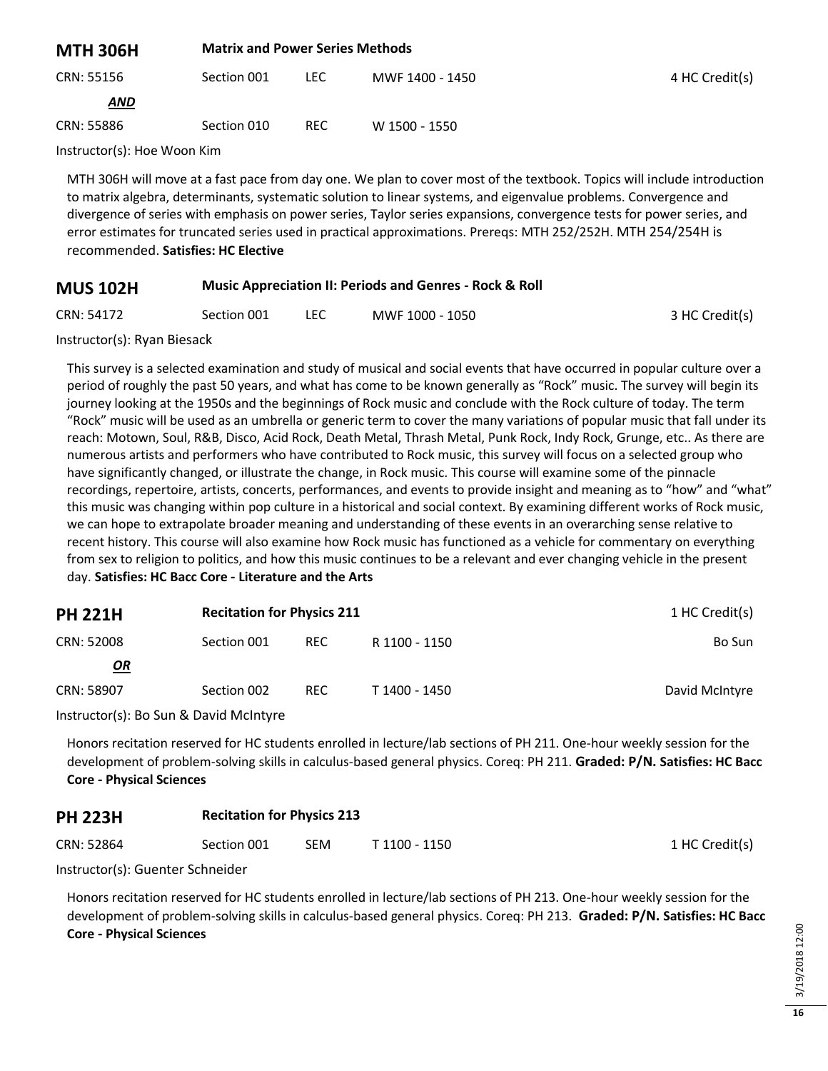## MTH 306H Matrix and Power Series Methods

| | | | | |
|---|---|---|---|---|
| CRN: 55156 | Section 001 | LEC | MWF 1400 - 1450 | 4 HC Credit(s) |
| ***AND*** | | | | |
| CRN: 55886 | Section 010 | REC | W 1500 - 1550 | |

Instructor(s): Hoe Woon Kim

MTH 306H will move at a fast pace from day one. We plan to cover most of the textbook. Topics will include introduction to matrix algebra, determinants, systematic solution to linear systems, and eigenvalue problems. Convergence and divergence of series with emphasis on power series, Taylor series expansions, convergence tests for power series, and error estimates for truncated series used in practical approximations. Prereqs: MTH 252/252H. MTH 254/254H is recommended. **Satisfies: HC Elective**

## MUS 102H Music Appreciation II: Periods and Genres - Rock & Roll

| | | | | |
|---|---|---|---|---|
| CRN: 54172 | Section 001 | LEC | MWF 1000 - 1050 | 3 HC Credit(s) |

Instructor(s): Ryan Biesack

This survey is a selected examination and study of musical and social events that have occurred in popular culture over a period of roughly the past 50 years, and what has come to be known generally as "Rock" music. The survey will begin its journey looking at the 1950s and the beginnings of Rock music and conclude with the Rock culture of today. The term "Rock" music will be used as an umbrella or generic term to cover the many variations of popular music that fall under its reach: Motown, Soul, R&B, Disco, Acid Rock, Death Metal, Thrash Metal, Punk Rock, Indy Rock, Grunge, etc.. As there are numerous artists and performers who have contributed to Rock music, this survey will focus on a selected group who have significantly changed, or illustrate the change, in Rock music. This course will examine some of the pinnacle recordings, repertoire, artists, concerts, performances, and events to provide insight and meaning as to "how" and "what" this music was changing within pop culture in a historical and social context. By examining different works of Rock music, we can hope to extrapolate broader meaning and understanding of these events in an overarching sense relative to recent history. This course will also examine how Rock music has functioned as a vehicle for commentary on everything from sex to religion to politics, and how this music continues to be a relevant and ever changing vehicle in the present day. **Satisfies: HC Bacc Core - Literature and the Arts**

## PH 221H Recitation for Physics 211

1 HC Credit(s)

| | | | | |
|---|---|---|---|---|
| CRN: 52008 | Section 001 | REC | R 1100 - 1150 | Bo Sun |
| ***OR*** | | | | |
| CRN: 58907 | Section 002 | REC | T 1400 - 1450 | David McIntyre |

Instructor(s): Bo Sun & David McIntyre

Honors recitation reserved for HC students enrolled in lecture/lab sections of PH 211. One-hour weekly session for the development of problem-solving skills in calculus-based general physics. Coreq: PH 211. **Graded: P/N. Satisfies: HC Bacc Core - Physical Sciences**

## PH 223H Recitation for Physics 213

| | | | | |
|---|---|---|---|---|
| CRN: 52864 | Section 001 | SEM | T 1100 - 1150 | 1 HC Credit(s) |

Instructor(s): Guenter Schneider

Honors recitation reserved for HC students enrolled in lecture/lab sections of PH 213. One-hour weekly session for the development of problem-solving skills in calculus-based general physics. Coreq: PH 213. **Graded: P/N. Satisfies: HC Bacc Core - Physical Sciences**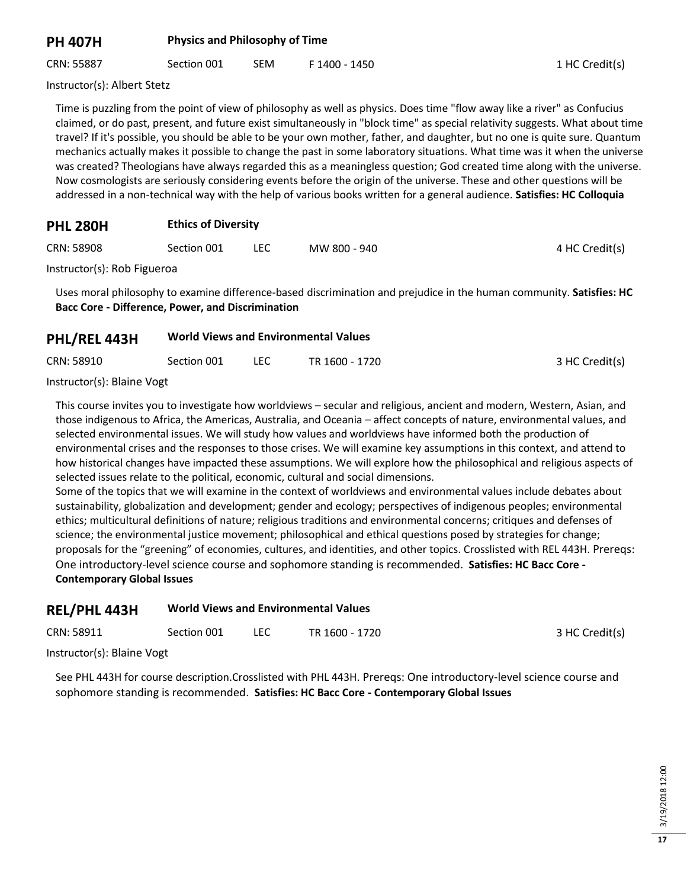## PH 407H Physics and Philosophy of Time

CRN: 55887 | Section 001 | SEM | F 1400 - 1450 | 1 HC Credit(s)

Instructor(s): Albert Stetz

Time is puzzling from the point of view of philosophy as well as physics. Does time "flow away like a river" as Confucius claimed, or do past, present, and future exist simultaneously in "block time" as special relativity suggests. What about time travel? If it's possible, you should be able to be your own mother, father, and daughter, but no one is quite sure. Quantum mechanics actually makes it possible to change the past in some laboratory situations. What time was it when the universe was created? Theologians have always regarded this as a meaningless question; God created time along with the universe. Now cosmologists are seriously considering events before the origin of the universe. These and other questions will be addressed in a non-technical way with the help of various books written for a general audience. **Satisfies: HC Colloquia**

## PHL 280H Ethics of Diversity

CRN: 58908 | Section 001 | LEC | MW 800 - 940 | 4 HC Credit(s)

Instructor(s): Rob Figueroa

Uses moral philosophy to examine difference-based discrimination and prejudice in the human community. **Satisfies: HC Bacc Core - Difference, Power, and Discrimination**

## PHL/REL 443H World Views and Environmental Values

CRN: 58910 | Section 001 | LEC | TR 1600 - 1720 | 3 HC Credit(s)

Instructor(s): Blaine Vogt

This course invites you to investigate how worldviews – secular and religious, ancient and modern, Western, Asian, and those indigenous to Africa, the Americas, Australia, and Oceania – affect concepts of nature, environmental values, and selected environmental issues. We will study how values and worldviews have informed both the production of environmental crises and the responses to those crises. We will examine key assumptions in this context, and attend to how historical changes have impacted these assumptions. We will explore how the philosophical and religious aspects of selected issues relate to the political, economic, cultural and social dimensions.

Some of the topics that we will examine in the context of worldviews and environmental values include debates about sustainability, globalization and development; gender and ecology; perspectives of indigenous peoples; environmental ethics; multicultural definitions of nature; religious traditions and environmental concerns; critiques and defenses of science; the environmental justice movement; philosophical and ethical questions posed by strategies for change; proposals for the "greening" of economies, cultures, and identities, and other topics. Crosslisted with REL 443H. Prereqs: One introductory-level science course and sophomore standing is recommended. **Satisfies: HC Bacc Core - Contemporary Global Issues**

## REL/PHL 443H World Views and Environmental Values

CRN: 58911 | Section 001 | LEC | TR 1600 - 1720 | 3 HC Credit(s)

Instructor(s): Blaine Vogt

See PHL 443H for course description.Crosslisted with PHL 443H. Prereqs: One introductory-level science course and sophomore standing is recommended. **Satisfies: HC Bacc Core - Contemporary Global Issues**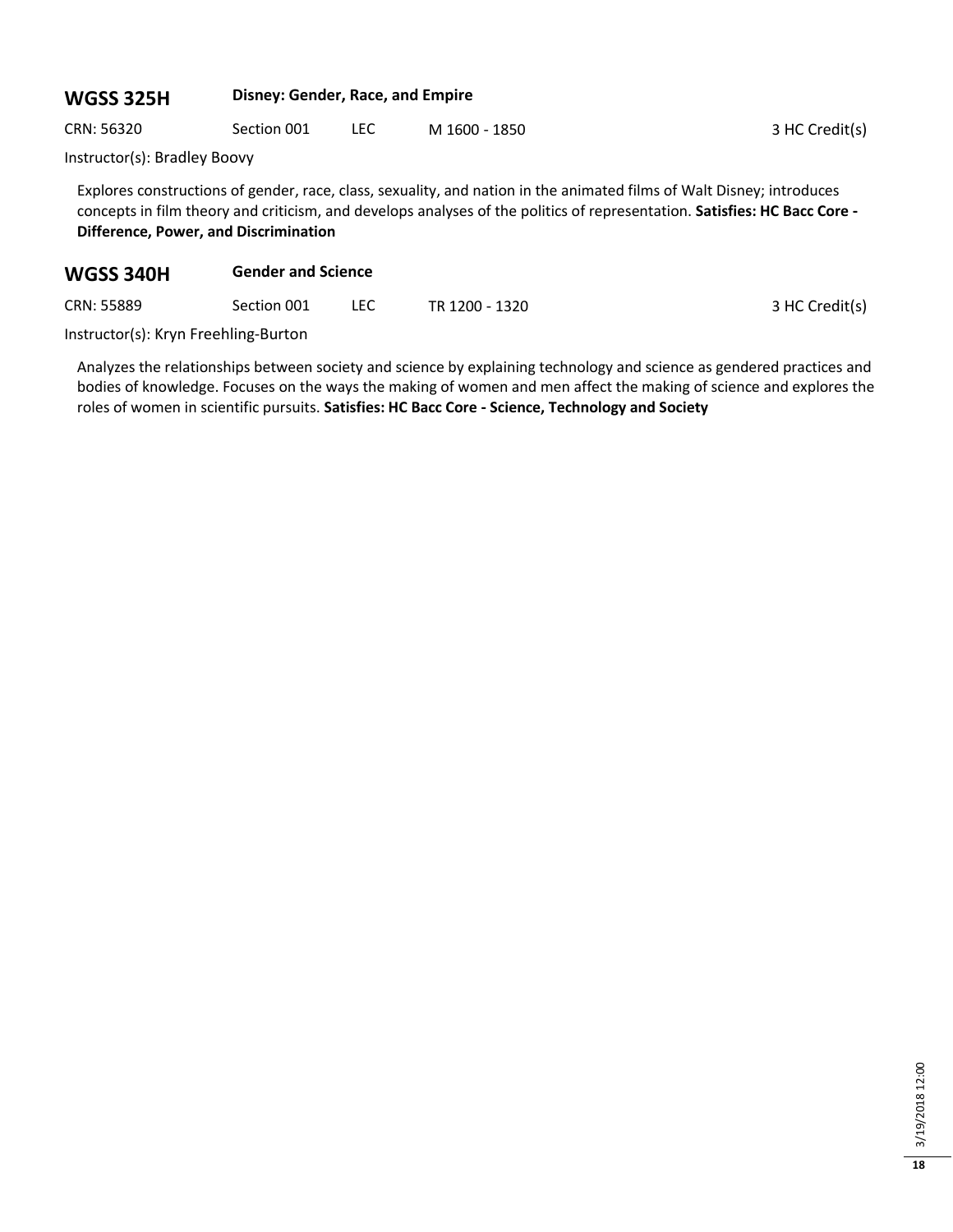## WGSS 325H Disney: Gender, Race, and Empire

CRN: 56320 Section 001 LEC M 1600 - 1850 3 HC Credit(s)

Instructor(s): Bradley Boovy

Explores constructions of gender, race, class, sexuality, and nation in the animated films of Walt Disney; introduces concepts in film theory and criticism, and develops analyses of the politics of representation. **Satisfies: HC Bacc Core - Difference, Power, and Discrimination**

## WGSS 340H Gender and Science

CRN: 55889 Section 001 LEC TR 1200 - 1320 3 HC Credit(s)

Instructor(s): Kryn Freehling-Burton

Analyzes the relationships between society and science by explaining technology and science as gendered practices and bodies of knowledge. Focuses on the ways the making of women and men affect the making of science and explores the roles of women in scientific pursuits. **Satisfies: HC Bacc Core - Science, Technology and Society**